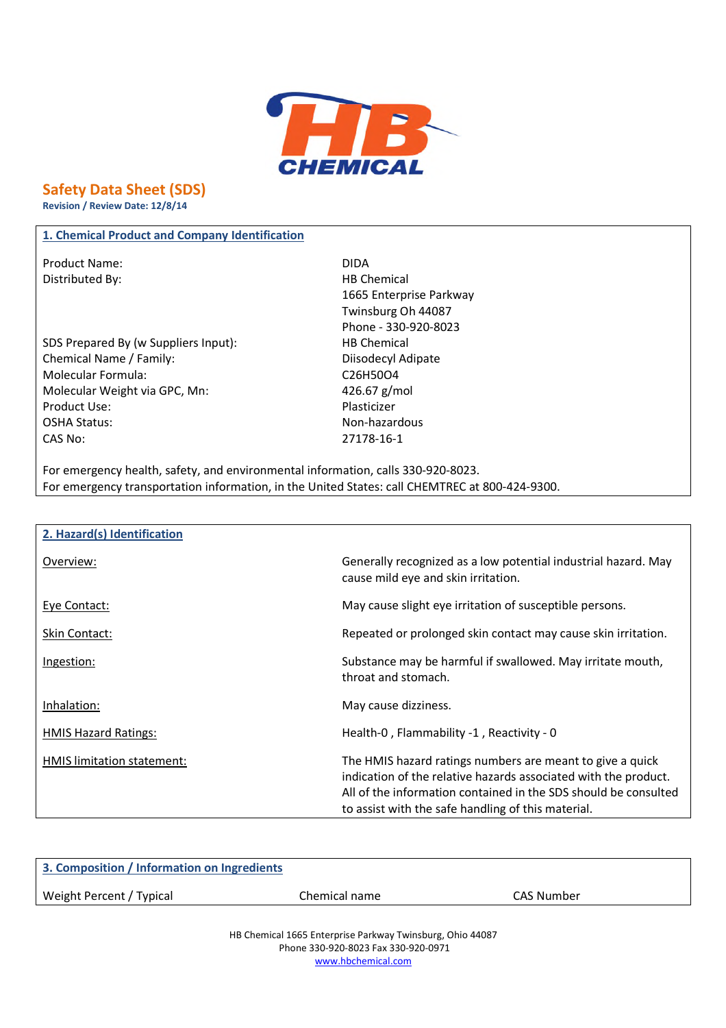# Safety Data Sheet (SDS)

**Revision / Review Date: 12/8/14**

## 1. Chemical Product and Company Identification

| | |
|---|---|
| Product Name: | DIDA |
| Distributed By: | HB Chemical<br>1665 Enterprise Parkway<br>Twinsburg Oh 44087<br>Phone - 330-920-8023 |
| SDS Prepared By (w Suppliers Input): | HB Chemical |
| Chemical Name / Family: | Diisodecyl Adipate |
| Molecular Formula: | $C_{26}H_{50}O_4$ |
| Molecular Weight via GPC, Mn: | 426.67 g/mol |
| Product Use: | Plasticizer |
| OSHA Status: | Non-hazardous |
| CAS No: | 27178-16-1 |

For emergency health, safety, and environmental information, calls 330-920-8023.
For emergency transportation information, in the United States: call CHEMTREC at 800-424-9300.

## 2. Hazard(s) Identification

| | |
|---|---|
| Overview: | Generally recognized as a low potential industrial hazard. May cause mild eye and skin irritation. |
| Eye Contact: | May cause slight eye irritation of susceptible persons. |
| Skin Contact: | Repeated or prolonged skin contact may cause skin irritation. |
| Ingestion: | Substance may be harmful if swallowed. May irritate mouth, throat and stomach. |
| Inhalation: | May cause dizziness. |
| HMIS Hazard Ratings: | Health-0 , Flammability -1 , Reactivity - 0 |
| HMIS limitation statement: | The HMIS hazard ratings numbers are meant to give a quick indication of the relative hazards associated with the product. All of the information contained in the SDS should be consulted to assist with the safe handling of this material. |

## 3. Composition / Information on Ingredients

| Weight Percent / Typical | Chemical name | CAS Number |
|---|---|---|

HB Chemical 1665 Enterprise Parkway Twinsburg, Ohio 44087
Phone 330-920-8023 Fax 330-920-0971
www.hbchemical.com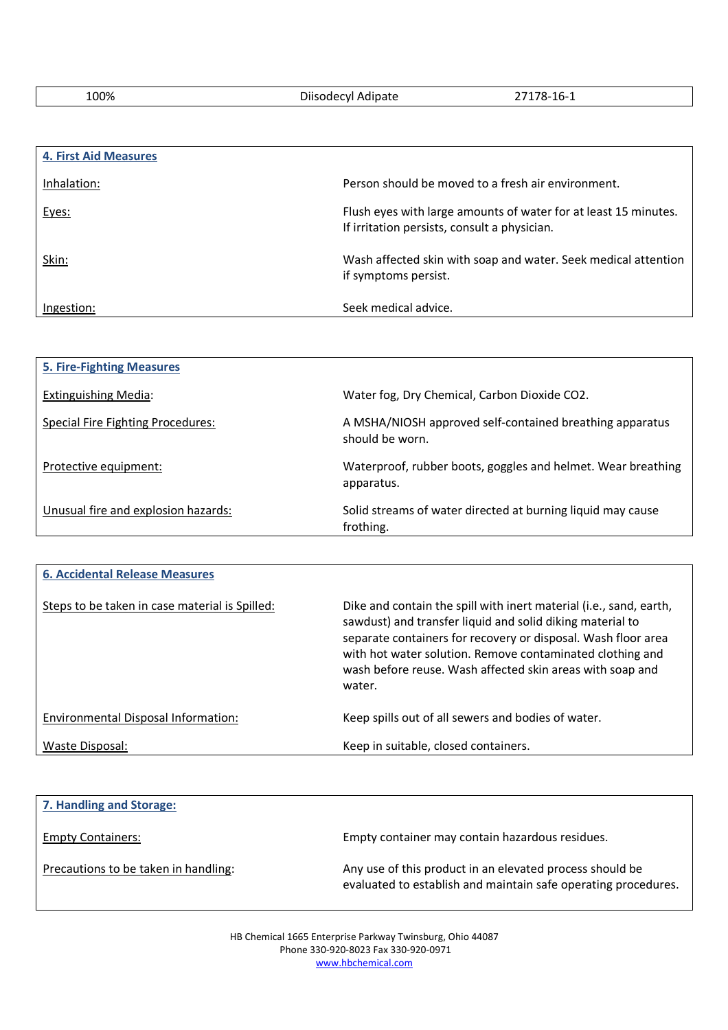| 100% | Diisodecyl Adipate | 27178-16-1 |
|---|---|---|

## 4. First Aid Measures

| | |
|---|---|
| Inhalation: | Person should be moved to a fresh air environment. |
| Eyes: | Flush eyes with large amounts of water for at least 15 minutes. If irritation persists, consult a physician. |
| Skin: | Wash affected skin with soap and water. Seek medical attention if symptoms persist. |
| Ingestion: | Seek medical advice. |

## 5. Fire-Fighting Measures

| | |
|---|---|
| Extinguishing Media: | Water fog, Dry Chemical, Carbon Dioxide $CO_2$. |
| Special Fire Fighting Procedures: | A MSHA/NIOSH approved self-contained breathing apparatus should be worn. |
| Protective equipment: | Waterproof, rubber boots, goggles and helmet. Wear breathing apparatus. |
| Unusual fire and explosion hazards: | Solid streams of water directed at burning liquid may cause frothing. |

## 6. Accidental Release Measures

| | |
|---|---|
| Steps to be taken in case material is Spilled: | Dike and contain the spill with inert material (i.e., sand, earth, sawdust) and transfer liquid and solid diking material to separate containers for recovery or disposal. Wash floor area with hot water solution. Remove contaminated clothing and wash before reuse. Wash affected skin areas with soap and water. |
| Environmental Disposal Information: | Keep spills out of all sewers and bodies of water. |
| Waste Disposal: | Keep in suitable, closed containers. |

## 7. Handling and Storage:

| | |
|---|---|
| Empty Containers: | Empty container may contain hazardous residues. |
| Precautions to be taken in handling: | Any use of this product in an elevated process should be evaluated to establish and maintain safe operating procedures. |

HB Chemical 1665 Enterprise Parkway Twinsburg, Ohio 44087
Phone 330-920-8023 Fax 330-920-0971
www.hbchemical.com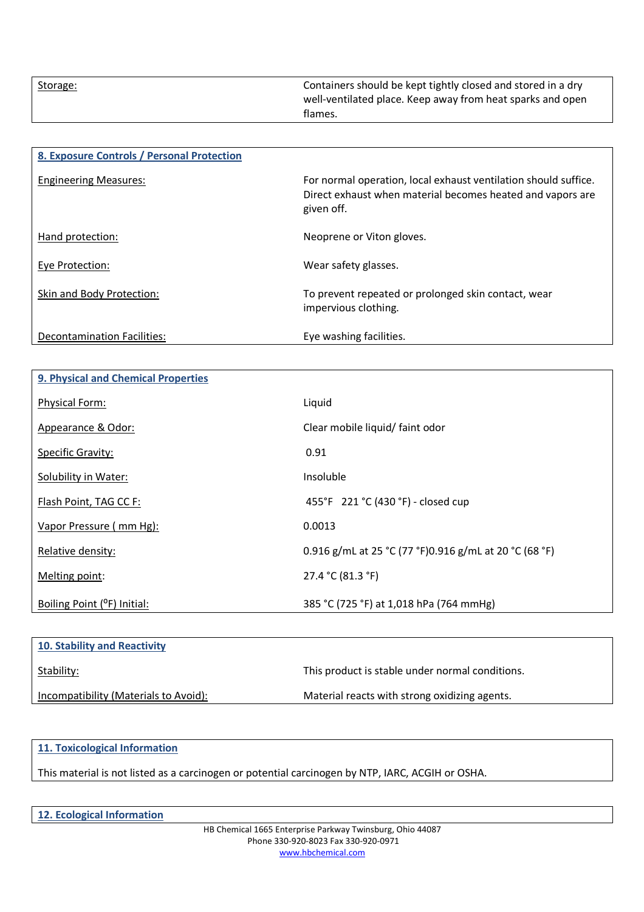| | |
|---|---|
| Storage: | Containers should be kept tightly closed and stored in a dry well-ventilated place. Keep away from heat sparks and open flames. |

## 8. Exposure Controls / Personal Protection

| | |
|---|---|
| Engineering Measures: | For normal operation, local exhaust ventilation should suffice. Direct exhaust when material becomes heated and vapors are given off. |
| Hand protection: | Neoprene or Viton gloves. |
| Eye Protection: | Wear safety glasses. |
| Skin and Body Protection: | To prevent repeated or prolonged skin contact, wear impervious clothing. |
| Decontamination Facilities: | Eye washing facilities. |

## 9. Physical and Chemical Properties

| | |
|---|---|
| Physical Form: | Liquid |
| Appearance & Odor: | Clear mobile liquid/ faint odor |
| Specific Gravity: | 0.91 |
| Solubility in Water: | Insoluble |
| Flash Point, TAG CC F: | 455°F 221 °C (430 °F) - closed cup |
| Vapor Pressure ( mm Hg): | 0.0013 |
| Relative density: | 0.916 g/mL at 25 °C (77 °F)0.916 g/mL at 20 °C (68 °F) |
| Melting point: | 27.4 °C (81.3 °F) |
| Boiling Point (°F) Initial: | 385 °C (725 °F) at 1,018 hPa (764 mmHg) |

## 10. Stability and Reactivity

| | |
|---|---|
| Stability: | This product is stable under normal conditions. |
| Incompatibility (Materials to Avoid): | Material reacts with strong oxidizing agents. |

## 11. Toxicological Information

This material is not listed as a carcinogen or potential carcinogen by NTP, IARC, ACGIH or OSHA.

## 12. Ecological Information

HB Chemical 1665 Enterprise Parkway Twinsburg, Ohio 44087
Phone 330-920-8023 Fax 330-920-0971
www.hbchemical.com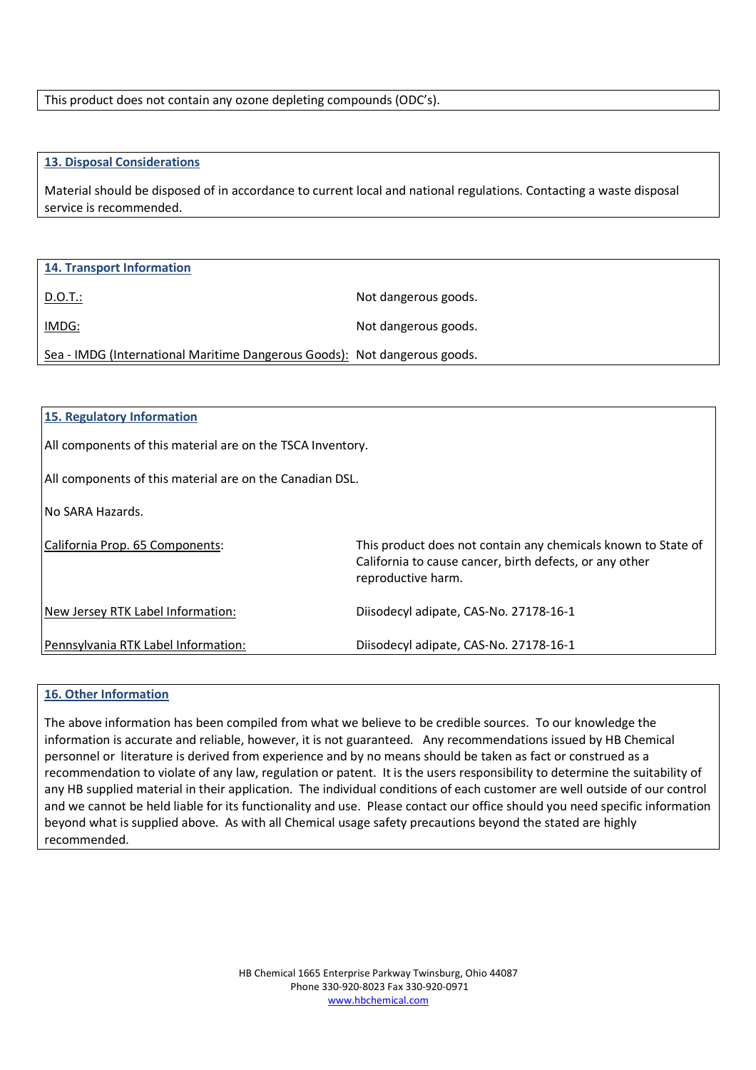This product does not contain any ozone depleting compounds (ODC's).

## 13. Disposal Considerations

Material should be disposed of in accordance to current local and national regulations. Contacting a waste disposal service is recommended.

## 14. Transport Information

| | |
|---|---|
| D.O.T.: | Not dangerous goods. |
| IMDG: | Not dangerous goods. |
| Sea - IMDG (International Maritime Dangerous Goods): | Not dangerous goods. |

## 15. Regulatory Information

All components of this material are on the TSCA Inventory.

All components of this material are on the Canadian DSL.

No SARA Hazards.

| | |
|---|---|
| California Prop. 65 Components: | This product does not contain any chemicals known to State of California to cause cancer, birth defects, or any other reproductive harm. |
| New Jersey RTK Label Information: | Diisodecyl adipate, CAS-No. 27178-16-1 |
| Pennsylvania RTK Label Information: | Diisodecyl adipate, CAS-No. 27178-16-1 |

## 16. Other Information

The above information has been compiled from what we believe to be credible sources. To our knowledge the information is accurate and reliable, however, it is not guaranteed. Any recommendations issued by HB Chemical personnel or literature is derived from experience and by no means should be taken as fact or construed as a recommendation to violate of any law, regulation or patent. It is the users responsibility to determine the suitability of any HB supplied material in their application. The individual conditions of each customer are well outside of our control and we cannot be held liable for its functionality and use. Please contact our office should you need specific information beyond what is supplied above. As with all Chemical usage safety precautions beyond the stated are highly recommended.